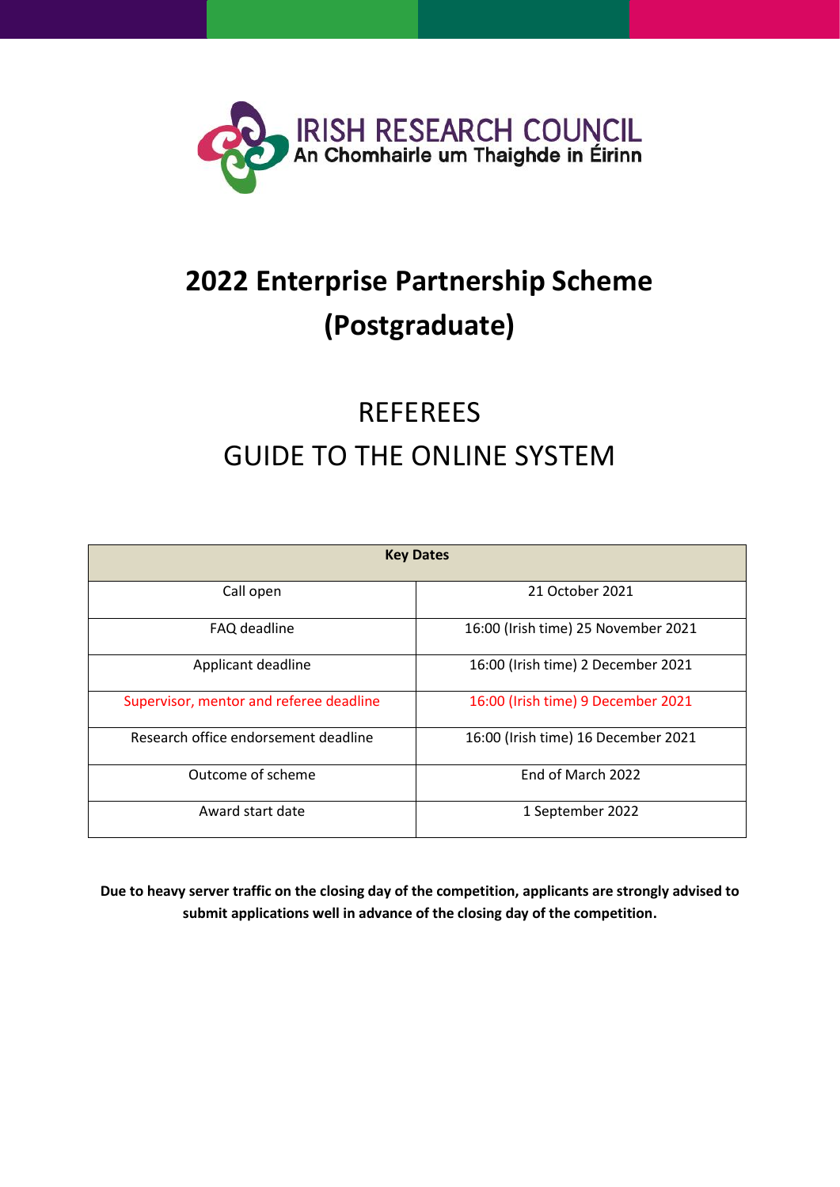IRISH RESEARCH COUNCIL
An Chomhairle um Thaighde in Éirinn

# 2022 Enterprise Partnership Scheme (Postgraduate)

## REFEREES
## GUIDE TO THE ONLINE SYSTEM

| Key Dates | |
|---|---|
| Call open | 21 October 2021 |
| FAQ deadline | 16:00 (Irish time) 25 November 2021 |
| Applicant deadline | 16:00 (Irish time) 2 December 2021 |
| Supervisor, mentor and referee deadline | 16:00 (Irish time) 9 December 2021 |
| Research office endorsement deadline | 16:00 (Irish time) 16 December 2021 |
| Outcome of scheme | End of March 2022 |
| Award start date | 1 September 2022 |

**Due to heavy server traffic on the closing day of the competition, applicants are strongly advised to submit applications well in advance of the closing day of the competition.**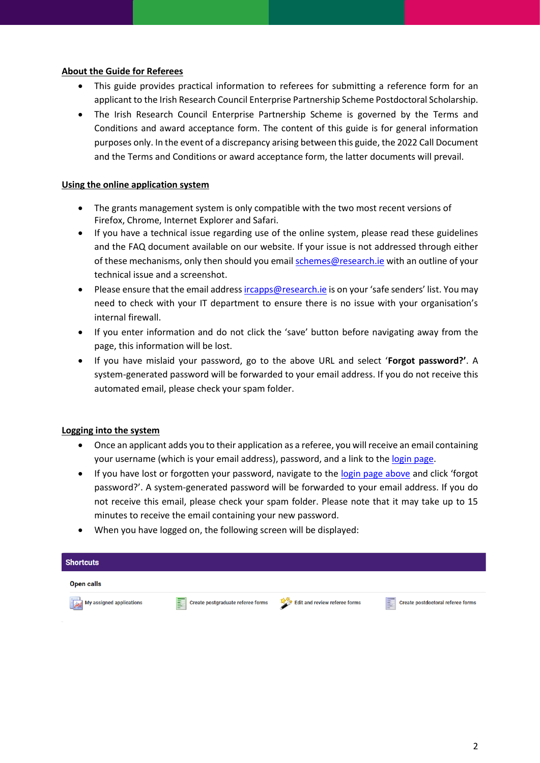**About the Guide for Referees**

- This guide provides practical information to referees for submitting a reference form for an applicant to the Irish Research Council Enterprise Partnership Scheme Postdoctoral Scholarship.
- The Irish Research Council Enterprise Partnership Scheme is governed by the Terms and Conditions and award acceptance form. The content of this guide is for general information purposes only. In the event of a discrepancy arising between this guide, the 2022 Call Document and the Terms and Conditions or award acceptance form, the latter documents will prevail.

**Using the online application system**

- The grants management system is only compatible with the two most recent versions of Firefox, Chrome, Internet Explorer and Safari.
- If you have a technical issue regarding use of the online system, please read these guidelines and the FAQ document available on our website. If your issue is not addressed through either of these mechanisms, only then should you email schemes@research.ie with an outline of your technical issue and a screenshot.
- Please ensure that the email address ircapps@research.ie is on your 'safe senders' list. You may need to check with your IT department to ensure there is no issue with your organisation's internal firewall.
- If you enter information and do not click the 'save' button before navigating away from the page, this information will be lost.
- If you have mislaid your password, go to the above URL and select '**Forgot password?'**. A system-generated password will be forwarded to your email address. If you do not receive this automated email, please check your spam folder.

**Logging into the system**

- Once an applicant adds you to their application as a referee, you will receive an email containing your username (which is your email address), password, and a link to the login page.
- If you have lost or forgotten your password, navigate to the login page above and click 'forgot password?'. A system-generated password will be forwarded to your email address. If you do not receive this email, please check your spam folder. Please note that it may take up to 15 minutes to receive the email containing your new password.
- When you have logged on, the following screen will be displayed:

**Shortcuts**

Open calls

My assigned applications | Create postgraduate referee forms | Edit and review referee forms | Create postdoctoral referee forms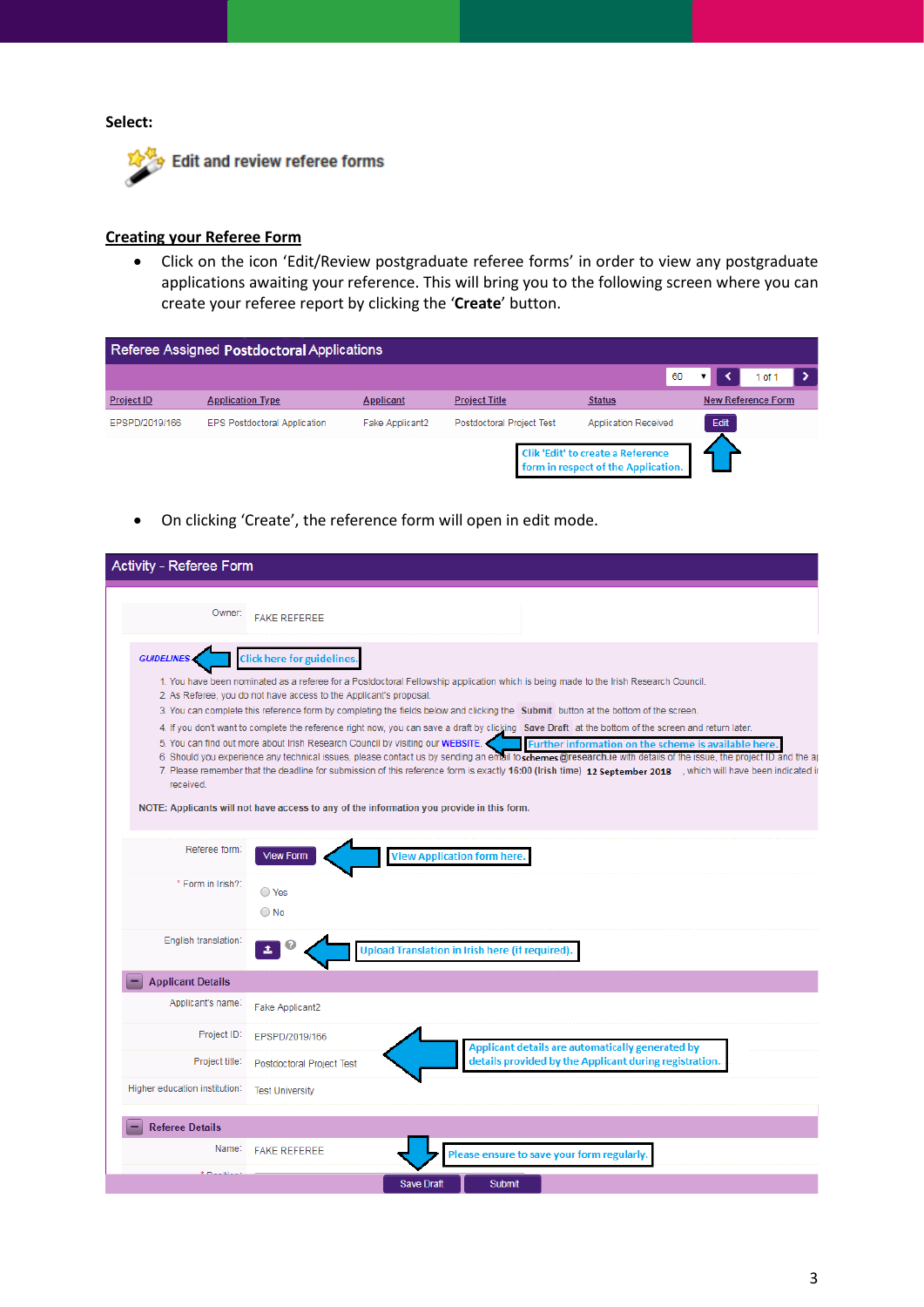**Select:**

Edit and review referee forms

**Creating your Referee Form**

- Click on the icon 'Edit/Review postgraduate referee forms' in order to view any postgraduate applications awaiting your reference. This will bring you to the following screen where you can create your referee report by clicking the '**Create**' button.

**Referee Assigned Postdoctoral Applications**

| Project ID | Application Type | Applicant | Project Title | Status | New Reference Form |
|---|---|---|---|---|---|
| EPSPD/2019/166 | EPS Postdoctoral Application | Fake Applicant2 | Postdoctoral Project Test | Application Received | Edit |

Clik 'Edit' to create a Reference form in respect of the Application.

- On clicking 'Create', the reference form will open in edit mode.

**Activity - Referee Form**

Owner: FAKE REFEREE

GUIDELINES — Click here for guidelines.

1. You have been nominated as a referee for a Postdoctoral Fellowship application which is being made to the Irish Research Council.
2. As Referee, you do not have access to the Applicant's proposal.
3. You can complete this reference form by completing the fields below and clicking the **Submit** button at the bottom of the screen.
4. If you don't want to complete the reference right now, you can save a draft by clicking **Save Draft** at the bottom of the screen and return later.
5. You can find out more about Irish Research Council by visiting our WEBSITE. — Further information on the scheme is available here.
6. Should you experience any technical issues, please contact us by sending an email to schemes@research.ie with details of the issue, the project ID and the a
7. Please remember that the deadline for submission of this reference form is exactly 16:00 (Irish time) 12 September 2018, which will have been indicated i received.

NOTE: Applicants will not have access to any of the information you provide in this form.

Referee form: View Form — View Application form here.

\* Form in Irish?: Yes / No

English translation: — Upload Translation in Irish here (if required).

**Applicant Details**

Applicant's name: Fake Applicant2

Project ID: EPSPD/2019/166

Project title: Postdoctoral Project Test

Higher education institution: Test University

Applicant details are automatically generated by details provided by the Applicant during registration.

**Referee Details**

Name: FAKE REFEREE

Please ensure to save your form regularly.

Save Draft | Submit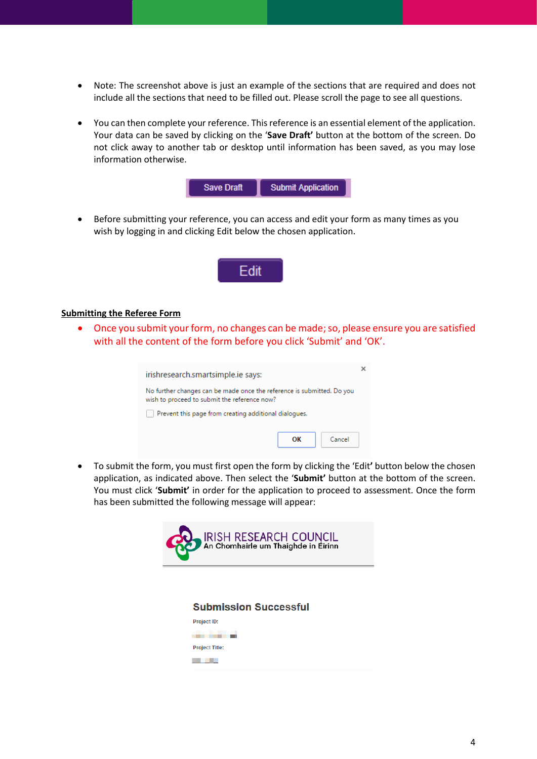- Note: The screenshot above is just an example of the sections that are required and does not include all the sections that need to be filled out. Please scroll the page to see all questions.

- You can then complete your reference. This reference is an essential element of the application. Your data can be saved by clicking on the '**Save Draft'** button at the bottom of the screen. Do not click away to another tab or desktop until information has been saved, as you may lose information otherwise.

- Before submitting your reference, you can access and edit your form as many times as you wish by logging in and clicking Edit below the chosen application.

**Submitting the Referee Form**

- Once you submit your form, no changes can be made; so, please ensure you are satisfied with all the content of the form before you click 'Submit' and 'OK'.

- To submit the form, you must first open the form by clicking the 'Edit**'** button below the chosen application, as indicated above. Then select the '**Submit'** button at the bottom of the screen. You must click '**Submit'** in order for the application to proceed to assessment. Once the form has been submitted the following message will appear: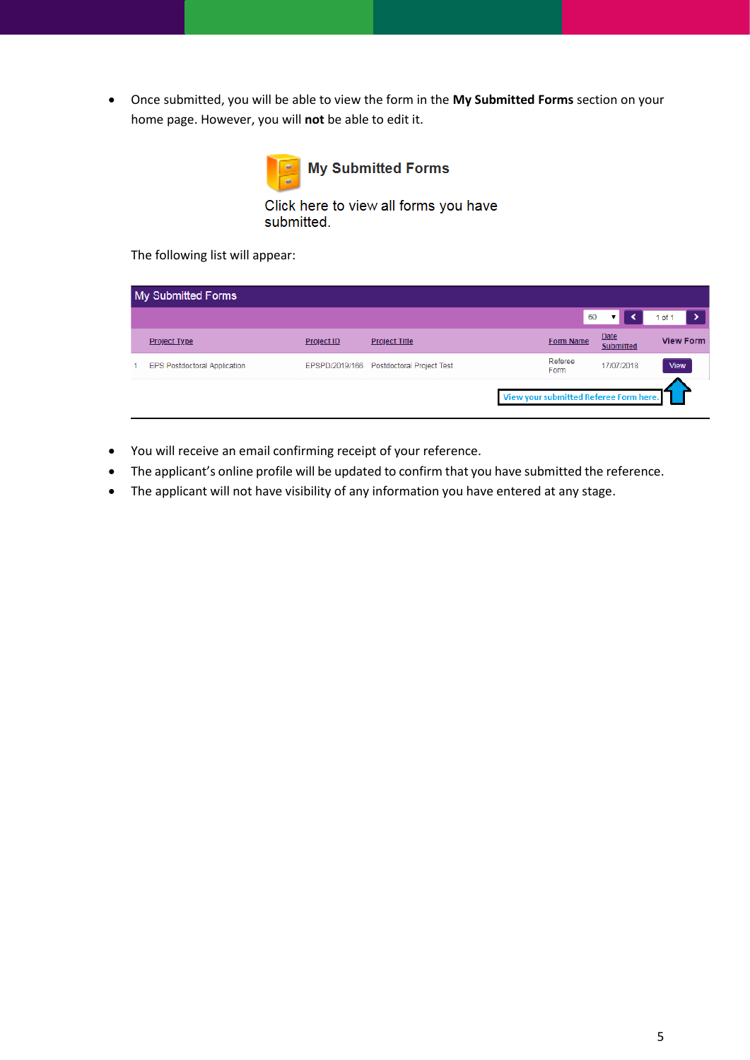- Once submitted, you will be able to view the form in the **My Submitted Forms** section on your home page. However, you will **not** be able to edit it.

**My Submitted Forms**

Click here to view all forms you have submitted.

The following list will appear:

My Submitted Forms

| | Project Type | Project ID | Project Title | Form Name | Date Submitted | View Form |
|---|---|---|---|---|---|---|
| 1 | EPS Postdoctoral Application | EPSPD/2019/166 | Postdoctoral Project Test | Referee Form | 17/07/2018 | View |

View your submitted Referee Form here.

- You will receive an email confirming receipt of your reference.
- The applicant's online profile will be updated to confirm that you have submitted the reference.
- The applicant will not have visibility of any information you have entered at any stage.